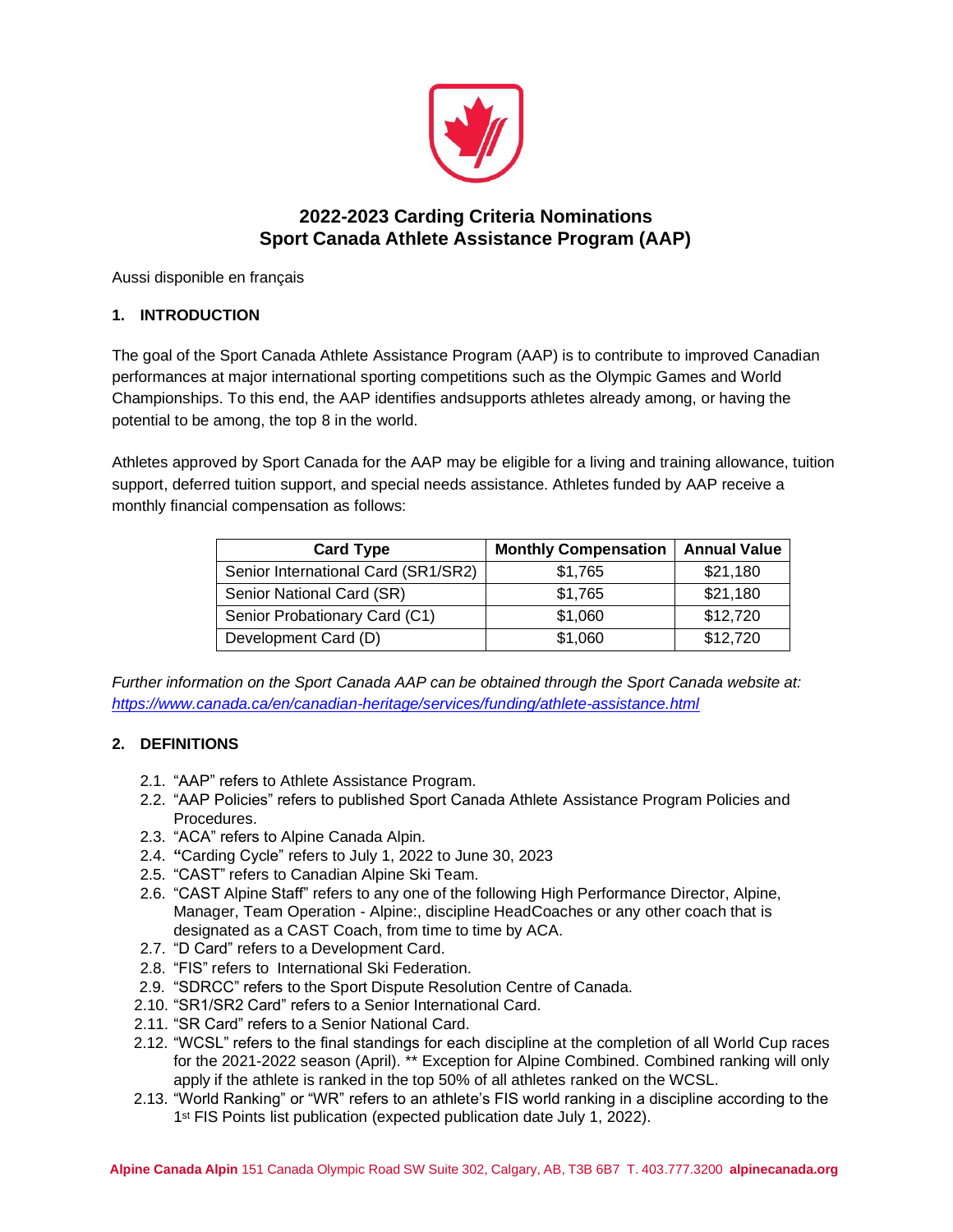# 2022-2023 Carding Criteria Nominations
# Sport Canada Athlete Assistance Program (AAP)

Aussi disponible en français

## 1. INTRODUCTION

The goal of the Sport Canada Athlete Assistance Program (AAP) is to contribute to improved Canadian performances at major international sporting competitions such as the Olympic Games and World Championships. To this end, the AAP identifies andsupports athletes already among, or having the potential to be among, the top 8 in the world.

Athletes approved by Sport Canada for the AAP may be eligible for a living and training allowance, tuition support, deferred tuition support, and special needs assistance. Athletes funded by AAP receive a monthly financial compensation as follows:

| Card Type | Monthly Compensation | Annual Value |
|---|---|---|
| Senior International Card (SR1/SR2) | $1,765 | $21,180 |
| Senior National Card (SR) | $1,765 | $21,180 |
| Senior Probationary Card (C1) | $1,060 | $12,720 |
| Development Card (D) | $1,060 | $12,720 |

*Further information on the Sport Canada AAP can be obtained through the Sport Canada website at: [https://www.canada.ca/en/canadian-heritage/services/funding/athlete-assistance.html](https://www.canada.ca/en/canadian-heritage/services/funding/athlete-assistance.html)*

## 2. DEFINITIONS

2.1. "AAP" refers to Athlete Assistance Program.

2.2. "AAP Policies" refers to published Sport Canada Athlete Assistance Program Policies and Procedures.

2.3. "ACA" refers to Alpine Canada Alpin.

2.4. "Carding Cycle" refers to July 1, 2022 to June 30, 2023

2.5. "CAST" refers to Canadian Alpine Ski Team.

2.6. "CAST Alpine Staff" refers to any one of the following High Performance Director, Alpine, Manager, Team Operation - Alpine:, discipline HeadCoaches or any other coach that is designated as a CAST Coach, from time to time by ACA.

2.7. "D Card" refers to a Development Card.

2.8. "FIS" refers to International Ski Federation.

2.9. "SDRCC" refers to the Sport Dispute Resolution Centre of Canada.

2.10. "SR1/SR2 Card" refers to a Senior International Card.

2.11. "SR Card" refers to a Senior National Card.

2.12. "WCSL" refers to the final standings for each discipline at the completion of all World Cup races for the 2021-2022 season (April). ** Exception for Alpine Combined. Combined ranking will only apply if the athlete is ranked in the top 50% of all athletes ranked on the WCSL.

2.13. "World Ranking" or "WR" refers to an athlete's FIS world ranking in a discipline according to the 1st FIS Points list publication (expected publication date July 1, 2022).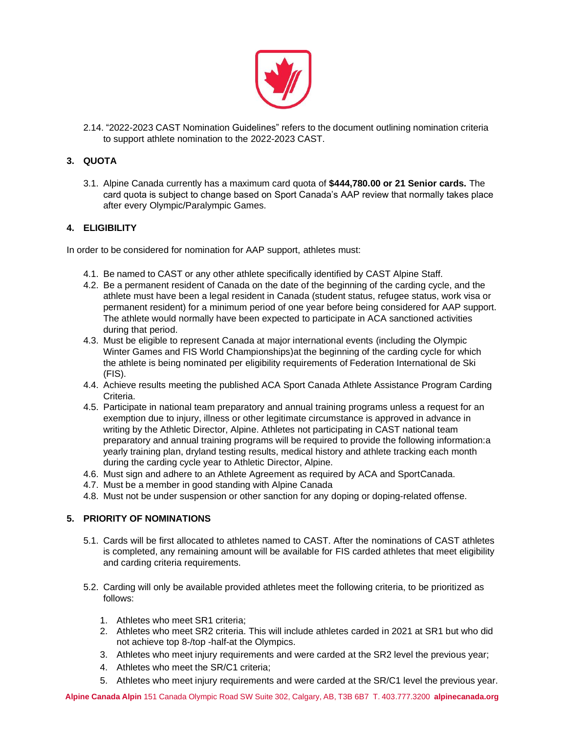2.14. "2022-2023 CAST Nomination Guidelines" refers to the document outlining nomination criteria to support athlete nomination to the 2022-2023 CAST.

## 3. QUOTA

3.1. Alpine Canada currently has a maximum card quota of **$444,780.00 or 21 Senior cards.** The card quota is subject to change based on Sport Canada's AAP review that normally takes place after every Olympic/Paralympic Games.

## 4. ELIGIBILITY

In order to be considered for nomination for AAP support, athletes must:

4.1. Be named to CAST or any other athlete specifically identified by CAST Alpine Staff.

4.2. Be a permanent resident of Canada on the date of the beginning of the carding cycle, and the athlete must have been a legal resident in Canada (student status, refugee status, work visa or permanent resident) for a minimum period of one year before being considered for AAP support. The athlete would normally have been expected to participate in ACA sanctioned activities during that period.

4.3. Must be eligible to represent Canada at major international events (including the Olympic Winter Games and FIS World Championships)at the beginning of the carding cycle for which the athlete is being nominated per eligibility requirements of Federation International de Ski (FIS).

4.4. Achieve results meeting the published ACA Sport Canada Athlete Assistance Program Carding Criteria.

4.5. Participate in national team preparatory and annual training programs unless a request for an exemption due to injury, illness or other legitimate circumstance is approved in advance in writing by the Athletic Director, Alpine. Athletes not participating in CAST national team preparatory and annual training programs will be required to provide the following information:a yearly training plan, dryland testing results, medical history and athlete tracking each month during the carding cycle year to Athletic Director, Alpine.

4.6. Must sign and adhere to an Athlete Agreement as required by ACA and SportCanada.

4.7. Must be a member in good standing with Alpine Canada

4.8. Must not be under suspension or other sanction for any doping or doping-related offense.

## 5. PRIORITY OF NOMINATIONS

5.1. Cards will be first allocated to athletes named to CAST. After the nominations of CAST athletes is completed, any remaining amount will be available for FIS carded athletes that meet eligibility and carding criteria requirements.

5.2. Carding will only be available provided athletes meet the following criteria, to be prioritized as follows:

1. Athletes who meet SR1 criteria;
2. Athletes who meet SR2 criteria. This will include athletes carded in 2021 at SR1 but who did not achieve top 8-/top -half-at the Olympics.
3. Athletes who meet injury requirements and were carded at the SR2 level the previous year;
4. Athletes who meet the SR/C1 criteria;
5. Athletes who meet injury requirements and were carded at the SR/C1 level the previous year.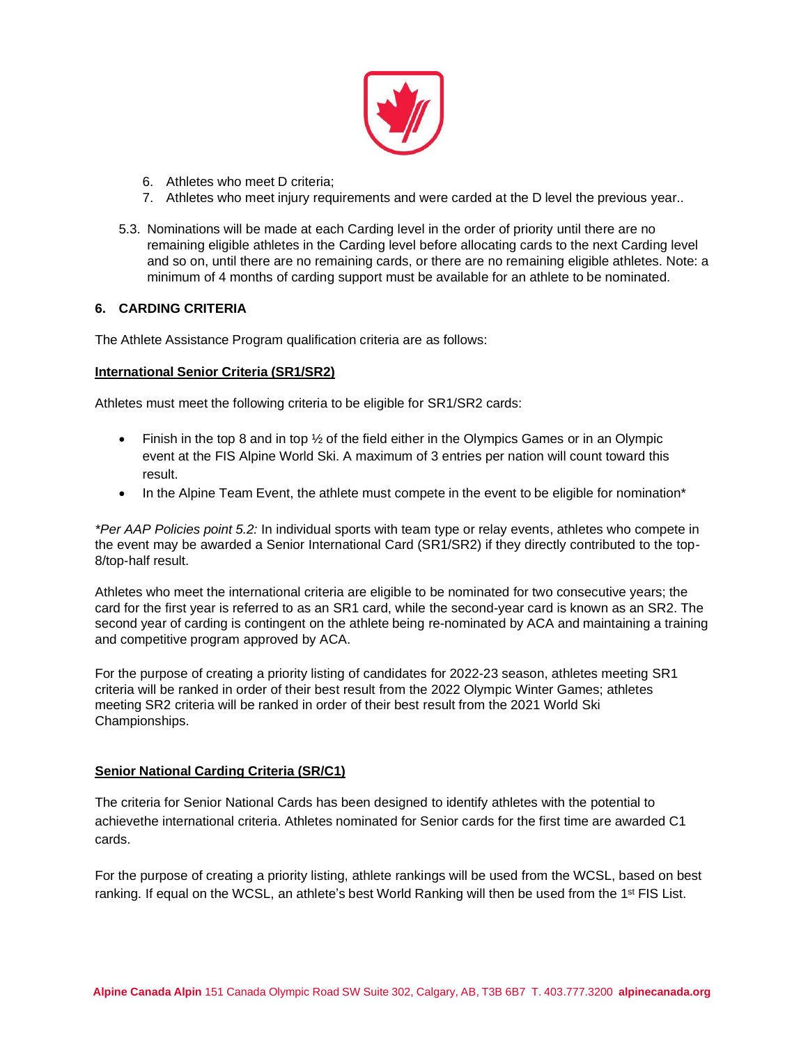6. Athletes who meet D criteria;
7. Athletes who meet injury requirements and were carded at the D level the previous year..

5.3. Nominations will be made at each Carding level in the order of priority until there are no remaining eligible athletes in the Carding level before allocating cards to the next Carding level and so on, until there are no remaining cards, or there are no remaining eligible athletes. Note: a minimum of 4 months of carding support must be available for an athlete to be nominated.

## 6. CARDING CRITERIA

The Athlete Assistance Program qualification criteria are as follows:

**International Senior Criteria (SR1/SR2)**

Athletes must meet the following criteria to be eligible for SR1/SR2 cards:

- Finish in the top 8 and in top ½ of the field either in the Olympics Games or in an Olympic event at the FIS Alpine World Ski. A maximum of 3 entries per nation will count toward this result.
- In the Alpine Team Event, the athlete must compete in the event to be eligible for nomination*

*\*Per AAP Policies point 5.2:* In individual sports with team type or relay events, athletes who compete in the event may be awarded a Senior International Card (SR1/SR2) if they directly contributed to the top-8/top-half result.

Athletes who meet the international criteria are eligible to be nominated for two consecutive years; the card for the first year is referred to as an SR1 card, while the second-year card is known as an SR2. The second year of carding is contingent on the athlete being re-nominated by ACA and maintaining a training and competitive program approved by ACA.

For the purpose of creating a priority listing of candidates for 2022-23 season, athletes meeting SR1 criteria will be ranked in order of their best result from the 2022 Olympic Winter Games; athletes meeting SR2 criteria will be ranked in order of their best result from the 2021 World Ski Championships.

**Senior National Carding Criteria (SR/C1)**

The criteria for Senior National Cards has been designed to identify athletes with the potential to achievethe international criteria. Athletes nominated for Senior cards for the first time are awarded C1 cards.

For the purpose of creating a priority listing, athlete rankings will be used from the WCSL, based on best ranking. If equal on the WCSL, an athlete's best World Ranking will then be used from the 1st FIS List.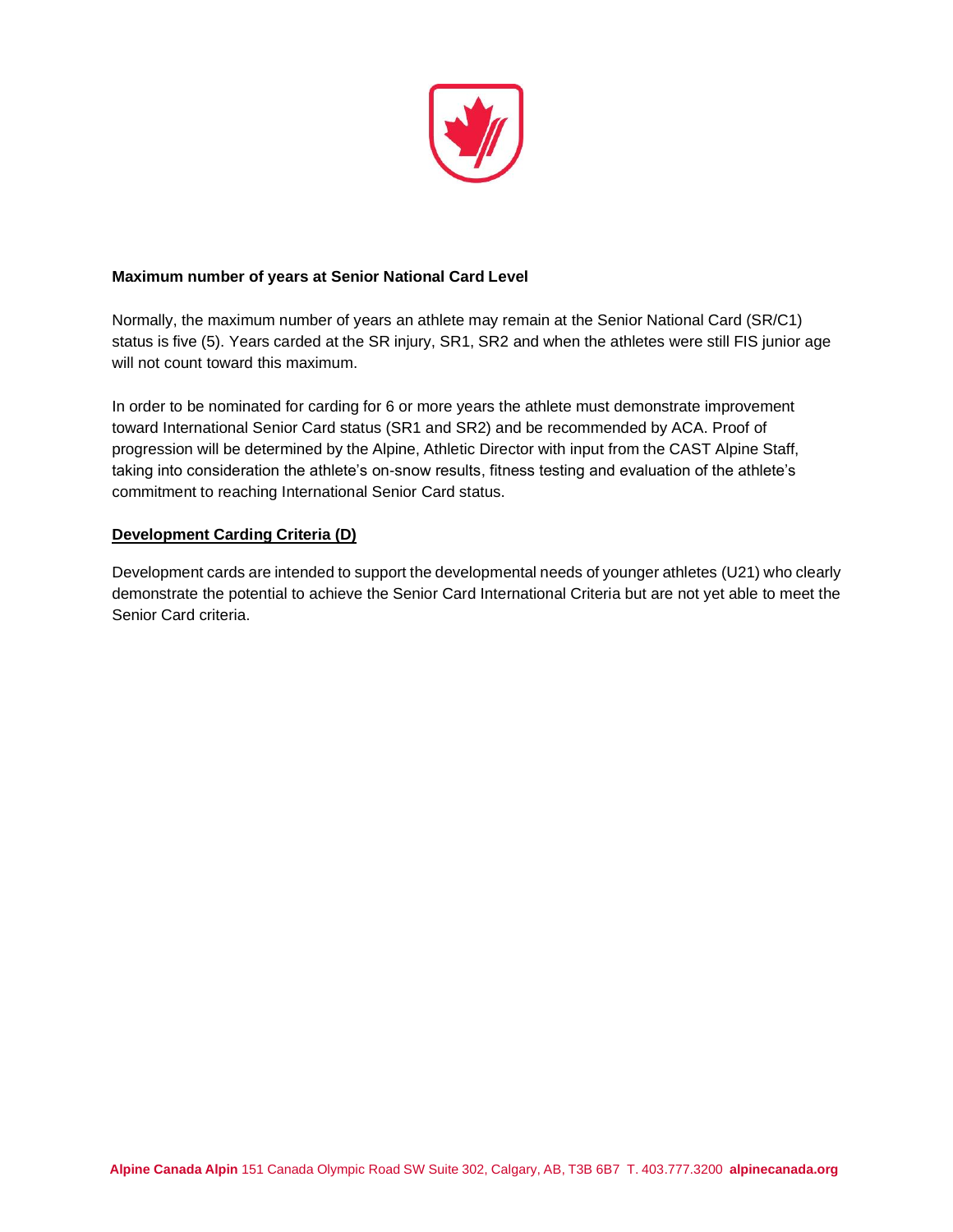**Maximum number of years at Senior National Card Level**

Normally, the maximum number of years an athlete may remain at the Senior National Card (SR/C1) status is five (5). Years carded at the SR injury, SR1, SR2 and when the athletes were still FIS junior age will not count toward this maximum.

In order to be nominated for carding for 6 or more years the athlete must demonstrate improvement toward International Senior Card status (SR1 and SR2) and be recommended by ACA. Proof of progression will be determined by the Alpine, Athletic Director with input from the CAST Alpine Staff, taking into consideration the athlete's on-snow results, fitness testing and evaluation of the athlete's commitment to reaching International Senior Card status.

**Development Carding Criteria (D)**

Development cards are intended to support the developmental needs of younger athletes (U21) who clearly demonstrate the potential to achieve the Senior Card International Criteria but are not yet able to meet the Senior Card criteria.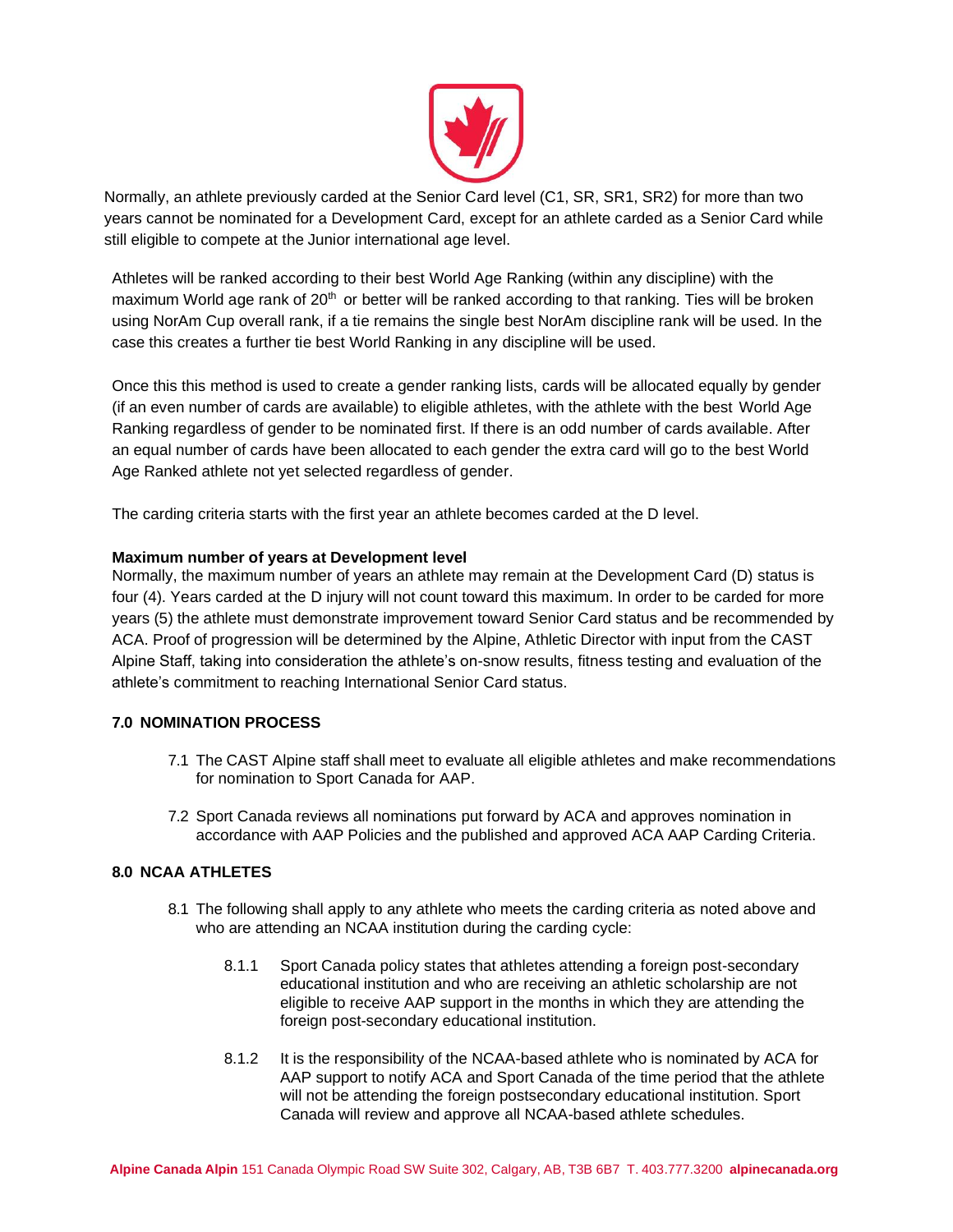Normally, an athlete previously carded at the Senior Card level (C1, SR, SR1, SR2) for more than two years cannot be nominated for a Development Card, except for an athlete carded as a Senior Card while still eligible to compete at the Junior international age level.

Athletes will be ranked according to their best World Age Ranking (within any discipline) with the maximum World age rank of 20th or better will be ranked according to that ranking. Ties will be broken using NorAm Cup overall rank, if a tie remains the single best NorAm discipline rank will be used. In the case this creates a further tie best World Ranking in any discipline will be used.

Once this this method is used to create a gender ranking lists, cards will be allocated equally by gender (if an even number of cards are available) to eligible athletes, with the athlete with the best World Age Ranking regardless of gender to be nominated first. If there is an odd number of cards available. After an equal number of cards have been allocated to each gender the extra card will go to the best World Age Ranked athlete not yet selected regardless of gender.

The carding criteria starts with the first year an athlete becomes carded at the D level.

**Maximum number of years at Development level**

Normally, the maximum number of years an athlete may remain at the Development Card (D) status is four (4). Years carded at the D injury will not count toward this maximum. In order to be carded for more years (5) the athlete must demonstrate improvement toward Senior Card status and be recommended by ACA. Proof of progression will be determined by the Alpine, Athletic Director with input from the CAST Alpine Staff, taking into consideration the athlete's on-snow results, fitness testing and evaluation of the athlete's commitment to reaching International Senior Card status.

## 7.0 NOMINATION PROCESS

7.1 The CAST Alpine staff shall meet to evaluate all eligible athletes and make recommendations for nomination to Sport Canada for AAP.

7.2 Sport Canada reviews all nominations put forward by ACA and approves nomination in accordance with AAP Policies and the published and approved ACA AAP Carding Criteria.

## 8.0 NCAA ATHLETES

8.1 The following shall apply to any athlete who meets the carding criteria as noted above and who are attending an NCAA institution during the carding cycle:

8.1.1 Sport Canada policy states that athletes attending a foreign post-secondary educational institution and who are receiving an athletic scholarship are not eligible to receive AAP support in the months in which they are attending the foreign post-secondary educational institution.

8.1.2 It is the responsibility of the NCAA-based athlete who is nominated by ACA for AAP support to notify ACA and Sport Canada of the time period that the athlete will not be attending the foreign postsecondary educational institution. Sport Canada will review and approve all NCAA-based athlete schedules.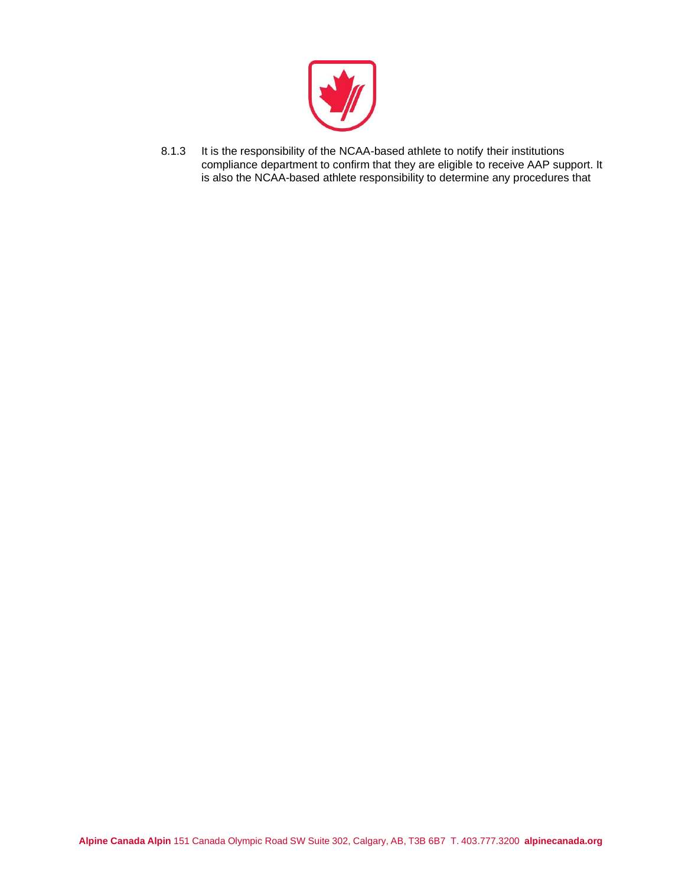8.1.3 It is the responsibility of the NCAA-based athlete to notify their institutions compliance department to confirm that they are eligible to receive AAP support. It is also the NCAA-based athlete responsibility to determine any procedures that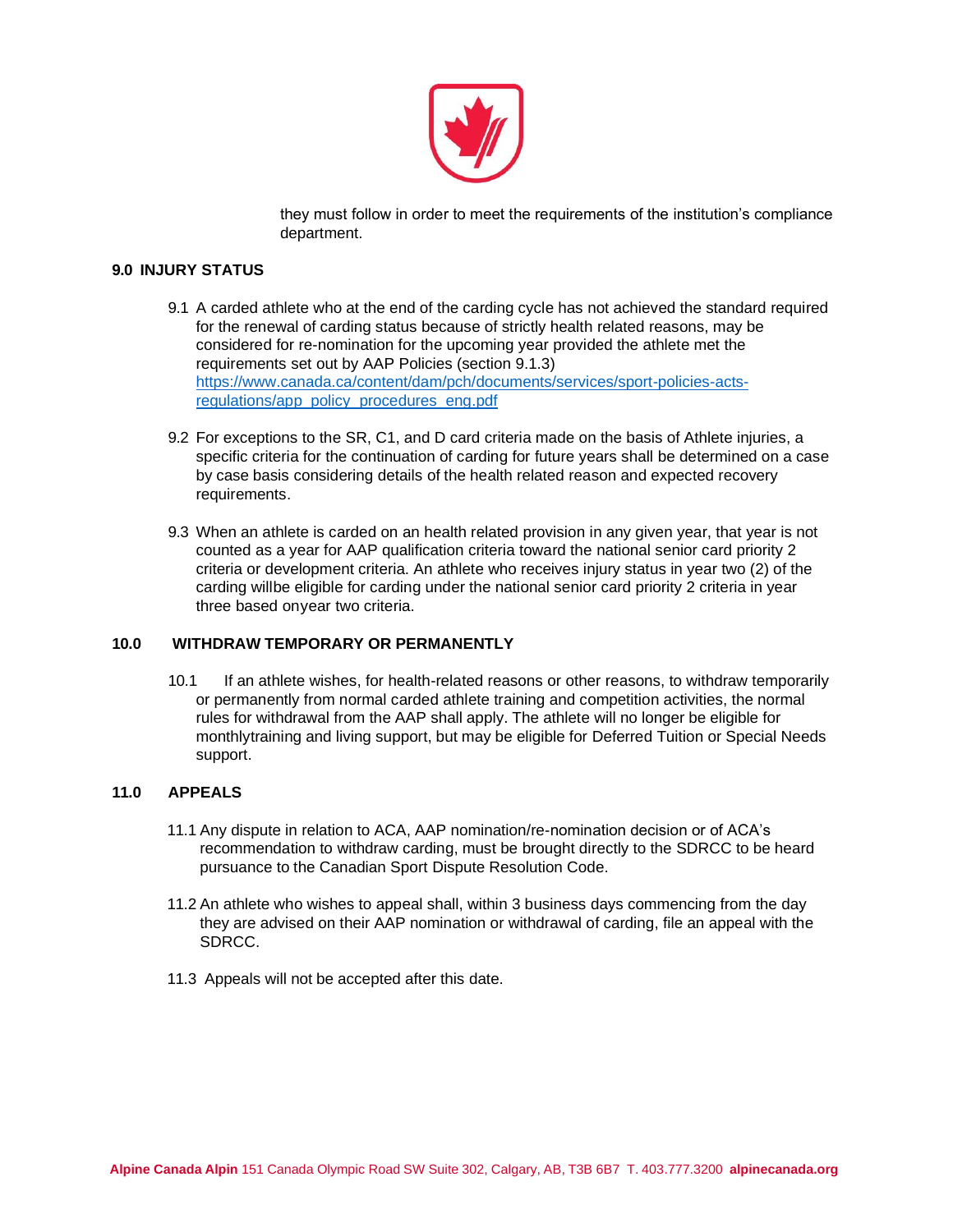they must follow in order to meet the requirements of the institution's compliance department.

## 9.0 INJURY STATUS

9.1 A carded athlete who at the end of the carding cycle has not achieved the standard required for the renewal of carding status because of strictly health related reasons, may be considered for re-nomination for the upcoming year provided the athlete met the requirements set out by AAP Policies (section 9.1.3) [https://www.canada.ca/content/dam/pch/documents/services/sport-policies-acts-regulations/app_policy_procedures_eng.pdf](https://www.canada.ca/content/dam/pch/documents/services/sport-policies-acts-regulations/app_policy_procedures_eng.pdf)

9.2 For exceptions to the SR, C1, and D card criteria made on the basis of Athlete injuries, a specific criteria for the continuation of carding for future years shall be determined on a case by case basis considering details of the health related reason and expected recovery requirements.

9.3 When an athlete is carded on an health related provision in any given year, that year is not counted as a year for AAP qualification criteria toward the national senior card priority 2 criteria or development criteria. An athlete who receives injury status in year two (2) of the carding willbe eligible for carding under the national senior card priority 2 criteria in year three based onyear two criteria.

## 10.0 WITHDRAW TEMPORARY OR PERMANENTLY

10.1 If an athlete wishes, for health-related reasons or other reasons, to withdraw temporarily or permanently from normal carded athlete training and competition activities, the normal rules for withdrawal from the AAP shall apply. The athlete will no longer be eligible for monthlytraining and living support, but may be eligible for Deferred Tuition or Special Needs support.

## 11.0 APPEALS

11.1 Any dispute in relation to ACA, AAP nomination/re-nomination decision or of ACA's recommendation to withdraw carding, must be brought directly to the SDRCC to be heard pursuance to the Canadian Sport Dispute Resolution Code.

11.2 An athlete who wishes to appeal shall, within 3 business days commencing from the day they are advised on their AAP nomination or withdrawal of carding, file an appeal with the SDRCC.

11.3 Appeals will not be accepted after this date.